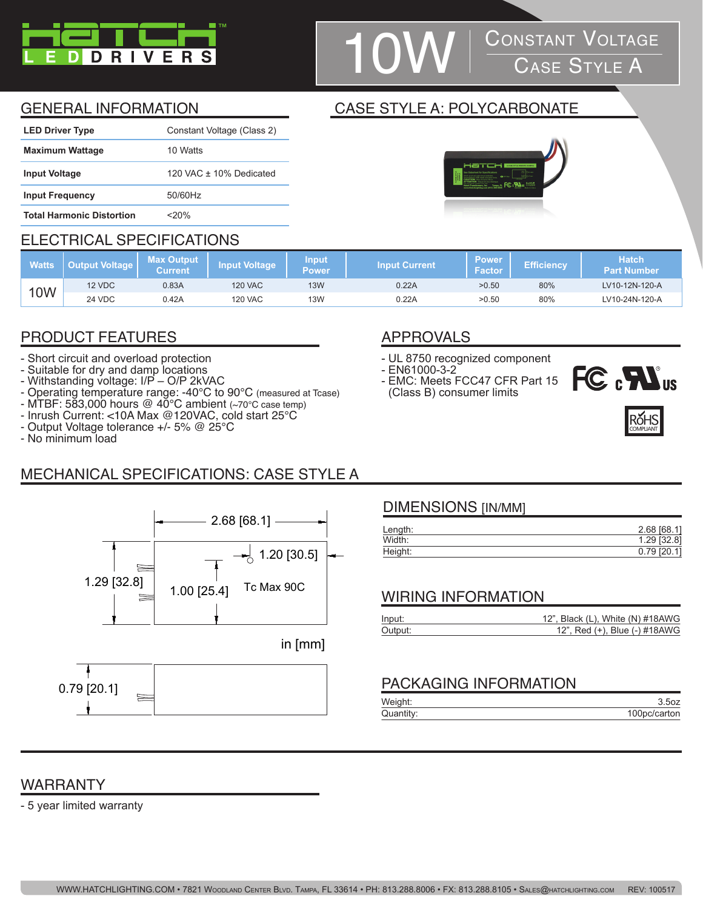# HATCH LED DRIVERS

# 10W Constant Voltage Case Style A

## GENERAL INFORMATION

| | |
|---|---|
| **LED Driver Type** | Constant Voltage (Class 2) |
| **Maximum Wattage** | 10 Watts |
| **Input Voltage** | 120 VAC ± 10% Dedicated |
| **Input Frequency** | 50/60Hz |
| **Total Harmonic Distortion** | <20% |

## CASE STYLE A: POLYCARBONATE

## ELECTRICAL SPECIFICATIONS

| Watts | Output Voltage | Max Output Current | Input Voltage | Input Power | Input Current | Power Factor | Efficiency | Hatch Part Number |
|---|---|---|---|---|---|---|---|---|
| 10W | 12 VDC | 0.83A | 120 VAC | 13W | 0.22A | >0.50 | 80% | LV10-12N-120-A |
| | 24 VDC | 0.42A | 120 VAC | 13W | 0.22A | >0.50 | 80% | LV10-24N-120-A |

## PRODUCT FEATURES

- Short circuit and overload protection
- Suitable for dry and damp locations
- Withstanding voltage: I/P – O/P 2kVAC
- Operating temperature range: -40°C to 90°C (measured at Tcase)
- MTBF: 583,000 hours @ 40°C ambient (~70°C case temp)
- Inrush Current: <10A Max @120VAC, cold start 25°C
- Output Voltage tolerance +/- 5% @ 25°C
- No minimum load

## APPROVALS

- UL 8750 recognized component
- EN61000-3-2
- EMC: Meets FCC47 CFR Part 15 (Class B) consumer limits

RoHS COMPLIANT

## MECHANICAL SPECIFICATIONS: CASE STYLE A

2.68 [68.1]
1.20 [30.5]
1.29 [32.8]
1.00 [25.4]
Tc Max 90C
in [mm]
0.79 [20.1]

### DIMENSIONS [IN/MM]

| | |
|---|---|
| Length: | 2.68 [68.1] |
| Width: | 1.29 [32.8] |
| Height: | 0.79 [20.1] |

### WIRING INFORMATION

| | |
|---|---|
| Input: | 12", Black (L), White (N) #18AWG |
| Output: | 12", Red (+), Blue (-) #18AWG |

### PACKAGING INFORMATION

| | |
|---|---|
| Weight: | 3.5oz |
| Quantity: | 100pc/carton |

## WARRANTY

- 5 year limited warranty

WWW.HATCHLIGHTING.COM • 7821 Woodland Center Blvd. Tampa, FL 33614 • PH: 813.288.8006 • FX: 813.288.8105 • Sales@hatchlighting.com REV: 100517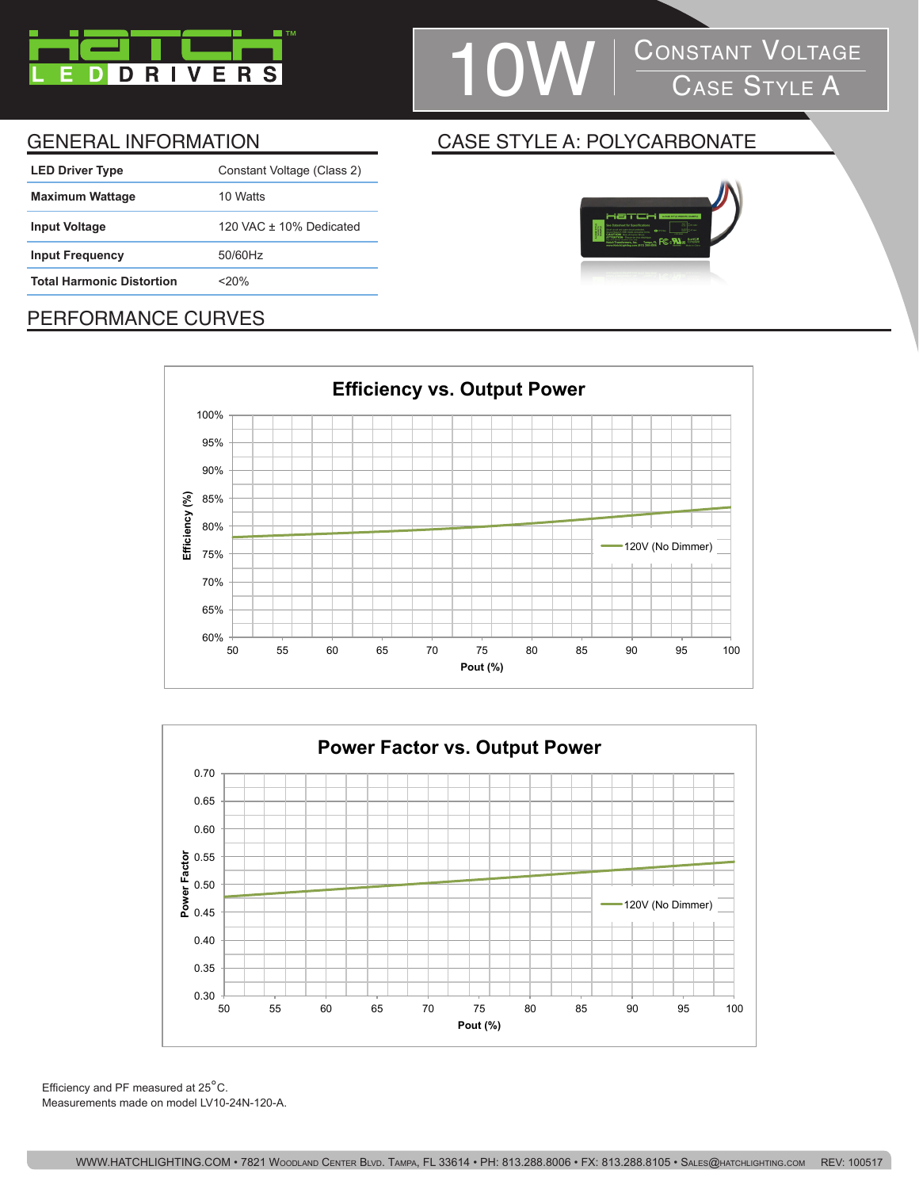# 10W Constant Voltage Case Style A

## GENERAL INFORMATION

| | |
|---|---|
| **LED Driver Type** | Constant Voltage (Class 2) |
| **Maximum Wattage** | 10 Watts |
| **Input Voltage** | 120 VAC ± 10% Dedicated |
| **Input Frequency** | 50/60Hz |
| **Total Harmonic Distortion** | <20% |

## CASE STYLE A: POLYCARBONATE

## PERFORMANCE CURVES

**Efficiency vs. Output Power**

Efficiency (%) vs. Pout (%) — 120V (No Dimmer)

**Power Factor vs. Output Power**

Power Factor vs. Pout (%) — 120V (No Dimmer)

Efficiency and PF measured at 25°C.
Measurements made on model LV10-24N-120-A.

WWW.HATCHLIGHTING.COM • 7821 Woodland Center Blvd. Tampa, FL 33614 • PH: 813.288.8006 • FX: 813.288.8105 • Sales@hatchlighting.com REV: 100517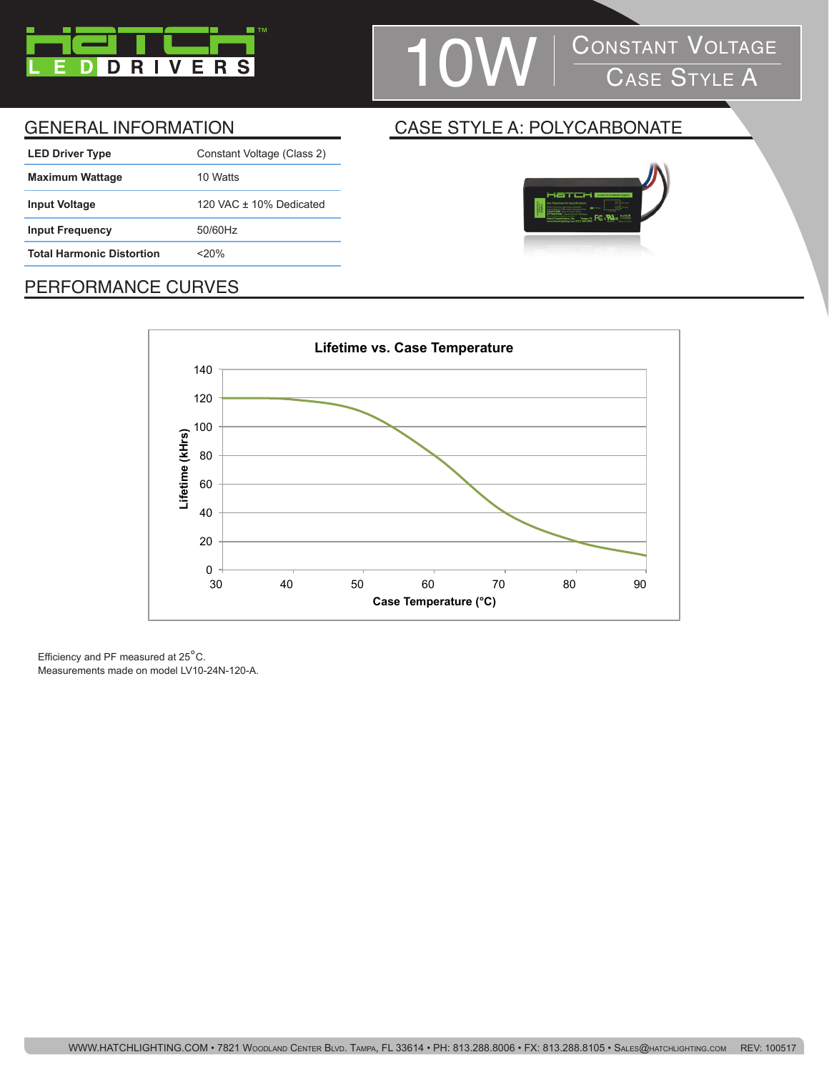# 10W CONSTANT VOLTAGE CASE STYLE A

## GENERAL INFORMATION

| | |
|---|---|
| **LED Driver Type** | Constant Voltage (Class 2) |
| **Maximum Wattage** | 10 Watts |
| **Input Voltage** | 120 VAC ± 10% Dedicated |
| **Input Frequency** | 50/60Hz |
| **Total Harmonic Distortion** | <20% |

## CASE STYLE A: POLYCARBONATE

## PERFORMANCE CURVES

Lifetime vs. Case Temperature

Lifetime (kHrs)

140
120
100
80
60
40
20
0

30 40 50 60 70 80 90

Case Temperature (°C)

Efficiency and PF measured at 25°C.
Measurements made on model LV10-24N-120-A.

WWW.HATCHLIGHTING.COM • 7821 WOODLAND CENTER BLVD. TAMPA, FL 33614 • PH: 813.288.8006 • FX: 813.288.8105 • SALES@HATCHLIGHTING.COM REV: 100517